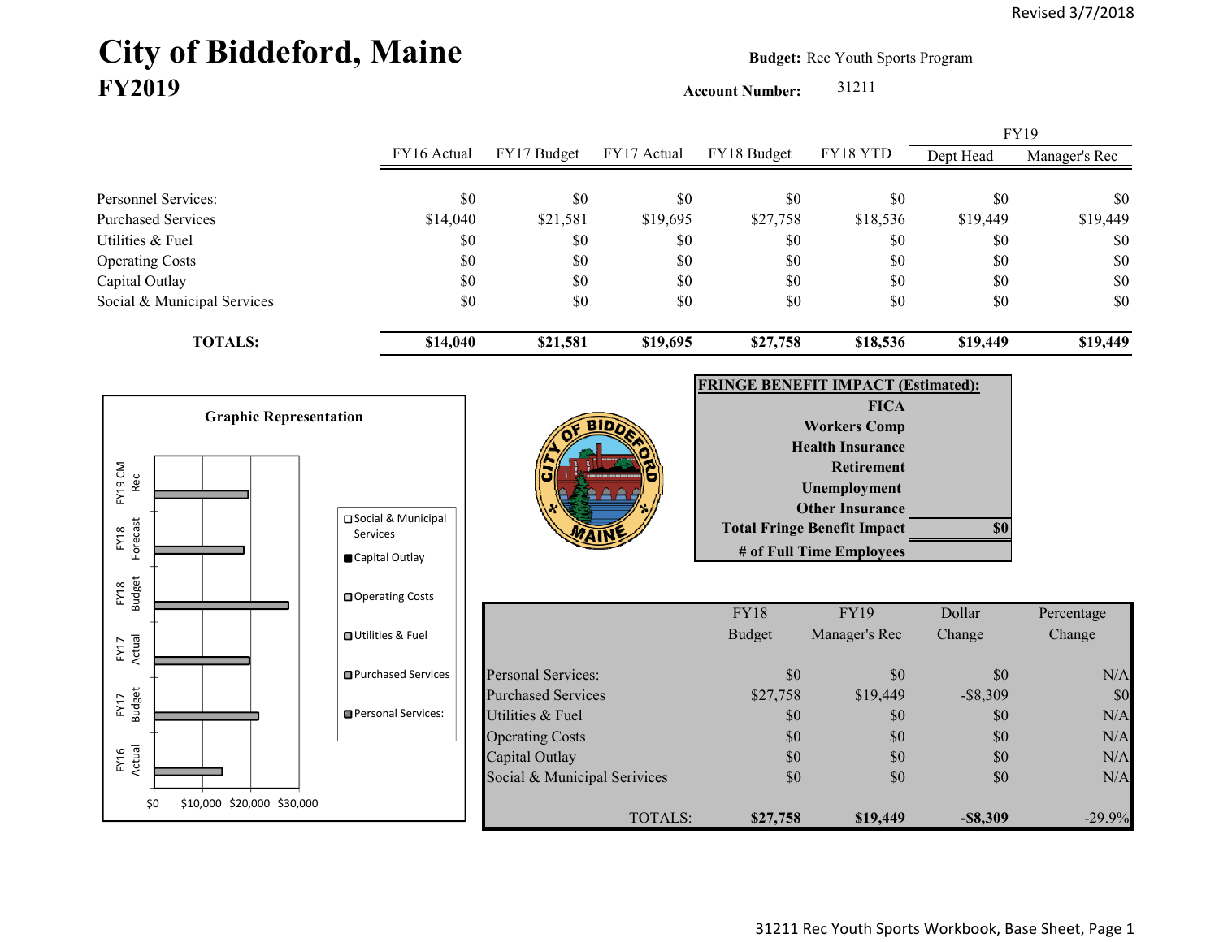Revised 3/7/2018

# City of Biddeford, Maine
## FY2019

**Budget:** Rec Youth Sports Program

**Account Number:** 31211

| | FY16 Actual | FY17 Budget | FY17 Actual | FY18 Budget | FY18 YTD | FY19 Dept Head | FY19 Manager's Rec |
|---|---|---|---|---|---|---|---|
| Personnel Services: | $0 | $0 | $0 | $0 | $0 | $0 | $0 |
| Purchased Services | $14,040 | $21,581 | $19,695 | $27,758 | $18,536 | $19,449 | $19,449 |
| Utilities & Fuel | $0 | $0 | $0 | $0 | $0 | $0 | $0 |
| Operating Costs | $0 | $0 | $0 | $0 | $0 | $0 | $0 |
| Capital Outlay | $0 | $0 | $0 | $0 | $0 | $0 | $0 |
| Social & Municipal Services | $0 | $0 | $0 | $0 | $0 | $0 | $0 |
| **TOTALS:** | **$14,040** | **$21,581** | **$19,695** | **$27,758** | **$18,536** | **$19,449** | **$19,449** |

**Graphic Representation**

| FRINGE BENEFIT IMPACT (Estimated): | |
|---|---|
| FICA | |
| Workers Comp | |
| Health Insurance | |
| Retirement | |
| Unemployment | |
| Other Insurance | |
| Total Fringe Benefit Impact | $0 |
| # of Full Time Employees | |

| | FY18 Budget | FY19 Manager's Rec | Dollar Change | Percentage Change |
|---|---|---|---|---|
| Personal Services: | $0 | $0 | $0 | N/A |
| Purchased Services | $27,758 | $19,449 | -$8,309 | $0 |
| Utilities & Fuel | $0 | $0 | $0 | N/A |
| Operating Costs | $0 | $0 | $0 | N/A |
| Capital Outlay | $0 | $0 | $0 | N/A |
| Social & Municipal Services | $0 | $0 | $0 | N/A |
| TOTALS: | **$27,758** | **$19,449** | **-$8,309** | -29.9% |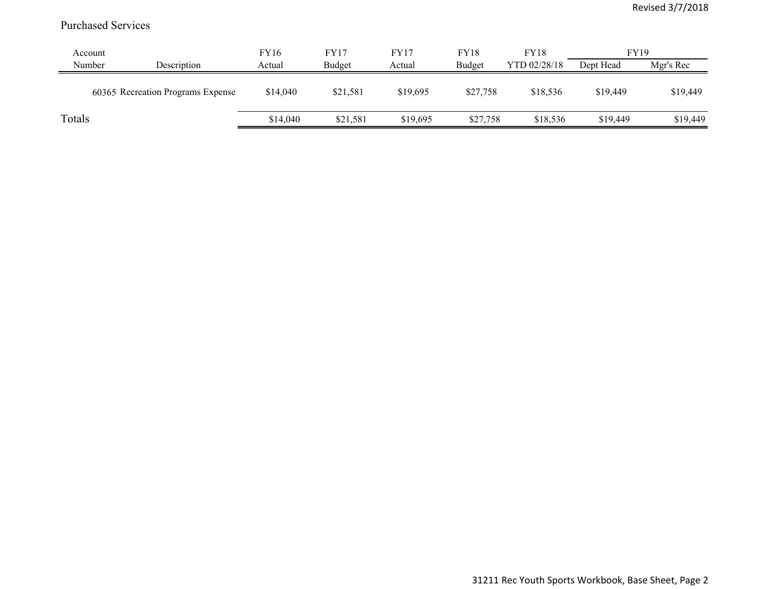Purchased Services

| Account Number | Description | FY16 Actual | FY17 Budget | FY17 Actual | FY18 Budget | FY18 YTD 02/28/18 | FY19 Dept Head | FY19 Mgr's Rec |
|---|---|---|---|---|---|---|---|---|
| 60365 | Recreation Programs Expense | $14,040 | $21,581 | $19,695 | $27,758 | $18,536 | $19,449 | $19,449 |
| Totals | | $14,040 | $21,581 | $19,695 | $27,758 | $18,536 | $19,449 | $19,449 |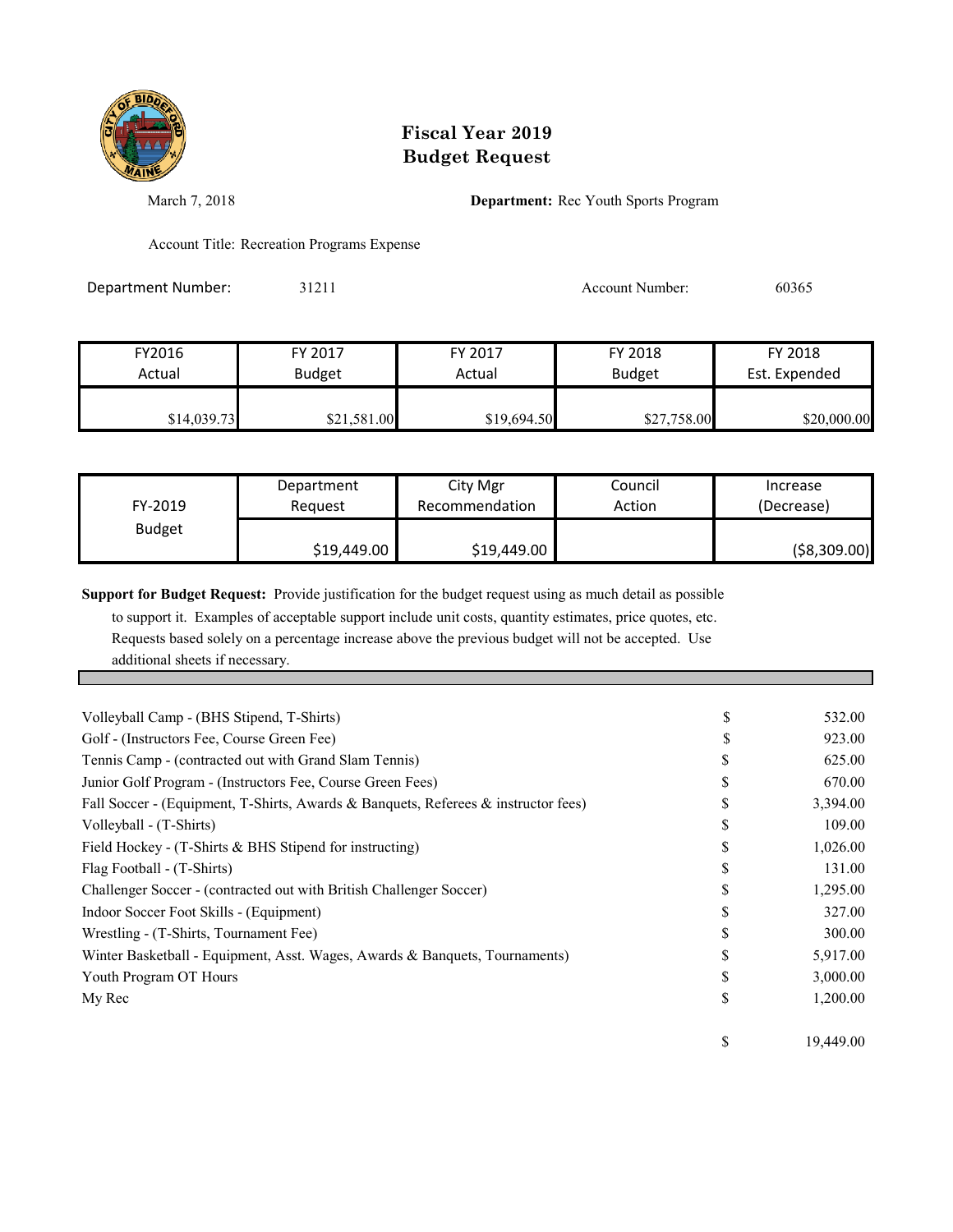# Fiscal Year 2019
# Budget Request

March 7, 2018

**Department:** Rec Youth Sports Program

Account Title: Recreation Programs Expense

Department Number: 31211

Account Number: 60365

| FY2016 Actual | FY 2017 Budget | FY 2017 Actual | FY 2018 Budget | FY 2018 Est. Expended |
|---|---|---|---|---|
| $14,039.73 | $21,581.00 | $19,694.50 | $27,758.00 | $20,000.00 |

| FY-2019 Budget | Department Request | City Mgr Recommendation | Council Action | Increase (Decrease) |
|---|---|---|---|---|
| | $19,449.00 | $19,449.00 | | ($8,309.00) |

**Support for Budget Request:** Provide justification for the budget request using as much detail as possible to support it. Examples of acceptable support include unit costs, quantity estimates, price quotes, etc. Requests based solely on a percentage increase above the previous budget will not be accepted. Use additional sheets if necessary.

| | | |
|---|---|---|
| Volleyball Camp - (BHS Stipend, T-Shirts) | $ | 532.00 |
| Golf - (Instructors Fee, Course Green Fee) | $ | 923.00 |
| Tennis Camp - (contracted out with Grand Slam Tennis) | $ | 625.00 |
| Junior Golf Program - (Instructors Fee, Course Green Fees) | $ | 670.00 |
| Fall Soccer - (Equipment, T-Shirts, Awards & Banquets, Referees & instructor fees) | $ | 3,394.00 |
| Volleyball - (T-Shirts) | $ | 109.00 |
| Field Hockey - (T-Shirts & BHS Stipend for instructing) | $ | 1,026.00 |
| Flag Football - (T-Shirts) | $ | 131.00 |
| Challenger Soccer - (contracted out with British Challenger Soccer) | $ | 1,295.00 |
| Indoor Soccer Foot Skills - (Equipment) | $ | 327.00 |
| Wrestling - (T-Shirts, Tournament Fee) | $ | 300.00 |
| Winter Basketball - Equipment, Asst. Wages, Awards & Banquets, Tournaments) | $ | 5,917.00 |
| Youth Program OT Hours | $ | 3,000.00 |
| My Rec | $ | 1,200.00 |
| | $ | 19,449.00 |